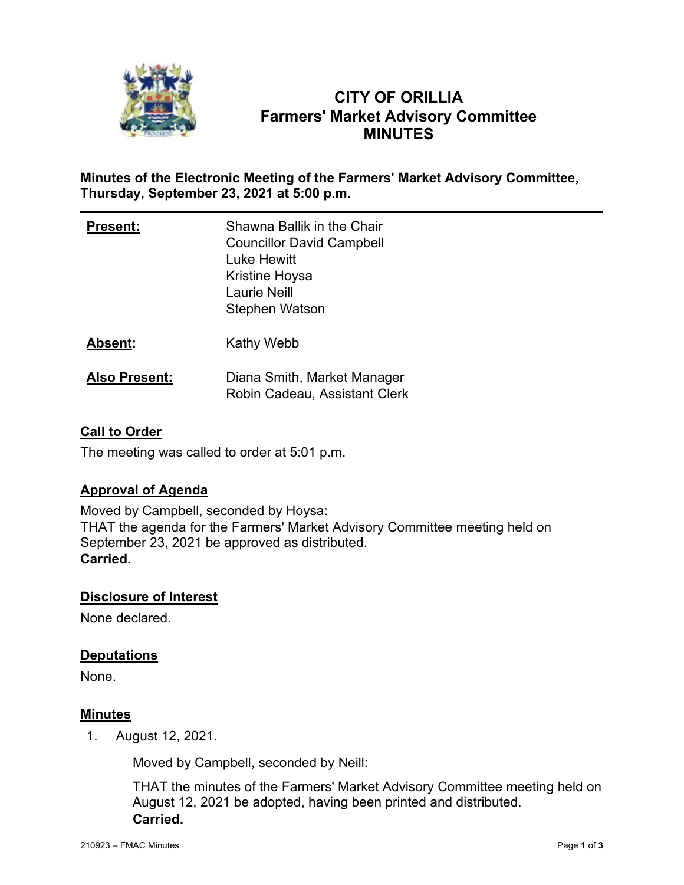# CITY OF ORILLIA
# Farmers' Market Advisory Committee
# MINUTES

**Minutes of the Electronic Meeting of the Farmers' Market Advisory Committee, Thursday, September 23, 2021 at 5:00 p.m.**

---

| | |
|---|---|
| **Present:** | Shawna Ballik in the Chair<br>Councillor David Campbell<br>Luke Hewitt<br>Kristine Hoysa<br>Laurie Neill<br>Stephen Watson |
| **Absent:** | Kathy Webb |
| **Also Present:** | Diana Smith, Market Manager<br>Robin Cadeau, Assistant Clerk |

## Call to Order

The meeting was called to order at 5:01 p.m.

## Approval of Agenda

Moved by Campbell, seconded by Hoysa:
THAT the agenda for the Farmers' Market Advisory Committee meeting held on September 23, 2021 be approved as distributed.
**Carried.**

## Disclosure of Interest

None declared.

## Deputations

None.

## Minutes

1. August 12, 2021.

   Moved by Campbell, seconded by Neill:

   THAT the minutes of the Farmers' Market Advisory Committee meeting held on August 12, 2021 be adopted, having been printed and distributed.
   **Carried.**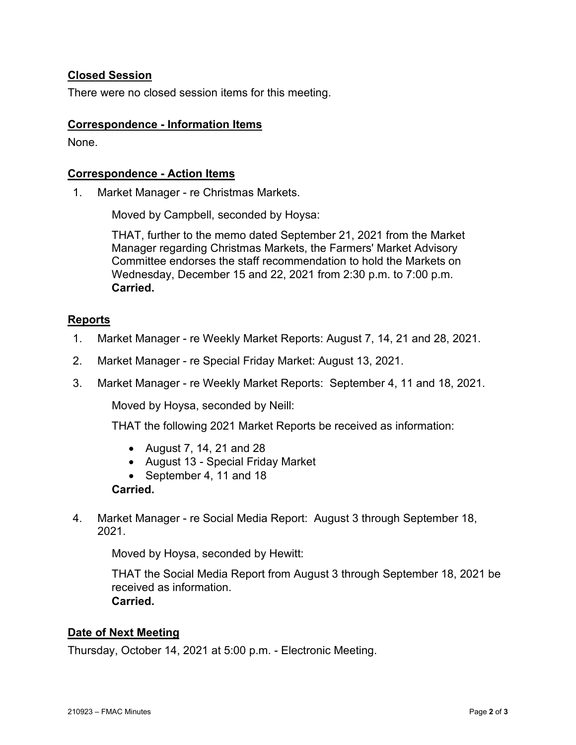## Closed Session

There were no closed session items for this meeting.

## Correspondence - Information Items

None.

## Correspondence - Action Items

1. Market Manager - re Christmas Markets.

   Moved by Campbell, seconded by Hoysa:

   THAT, further to the memo dated September 21, 2021 from the Market Manager regarding Christmas Markets, the Farmers' Market Advisory Committee endorses the staff recommendation to hold the Markets on Wednesday, December 15 and 22, 2021 from 2:30 p.m. to 7:00 p.m.
   **Carried.**

## Reports

1. Market Manager - re Weekly Market Reports: August 7, 14, 21 and 28, 2021.
2. Market Manager - re Special Friday Market: August 13, 2021.
3. Market Manager - re Weekly Market Reports: September 4, 11 and 18, 2021.

   Moved by Hoysa, seconded by Neill:

   THAT the following 2021 Market Reports be received as information:

   - August 7, 14, 21 and 28
   - August 13 - Special Friday Market
   - September 4, 11 and 18

   **Carried.**

4. Market Manager - re Social Media Report: August 3 through September 18, 2021.

   Moved by Hoysa, seconded by Hewitt:

   THAT the Social Media Report from August 3 through September 18, 2021 be received as information.
   **Carried.**

## Date of Next Meeting

Thursday, October 14, 2021 at 5:00 p.m. - Electronic Meeting.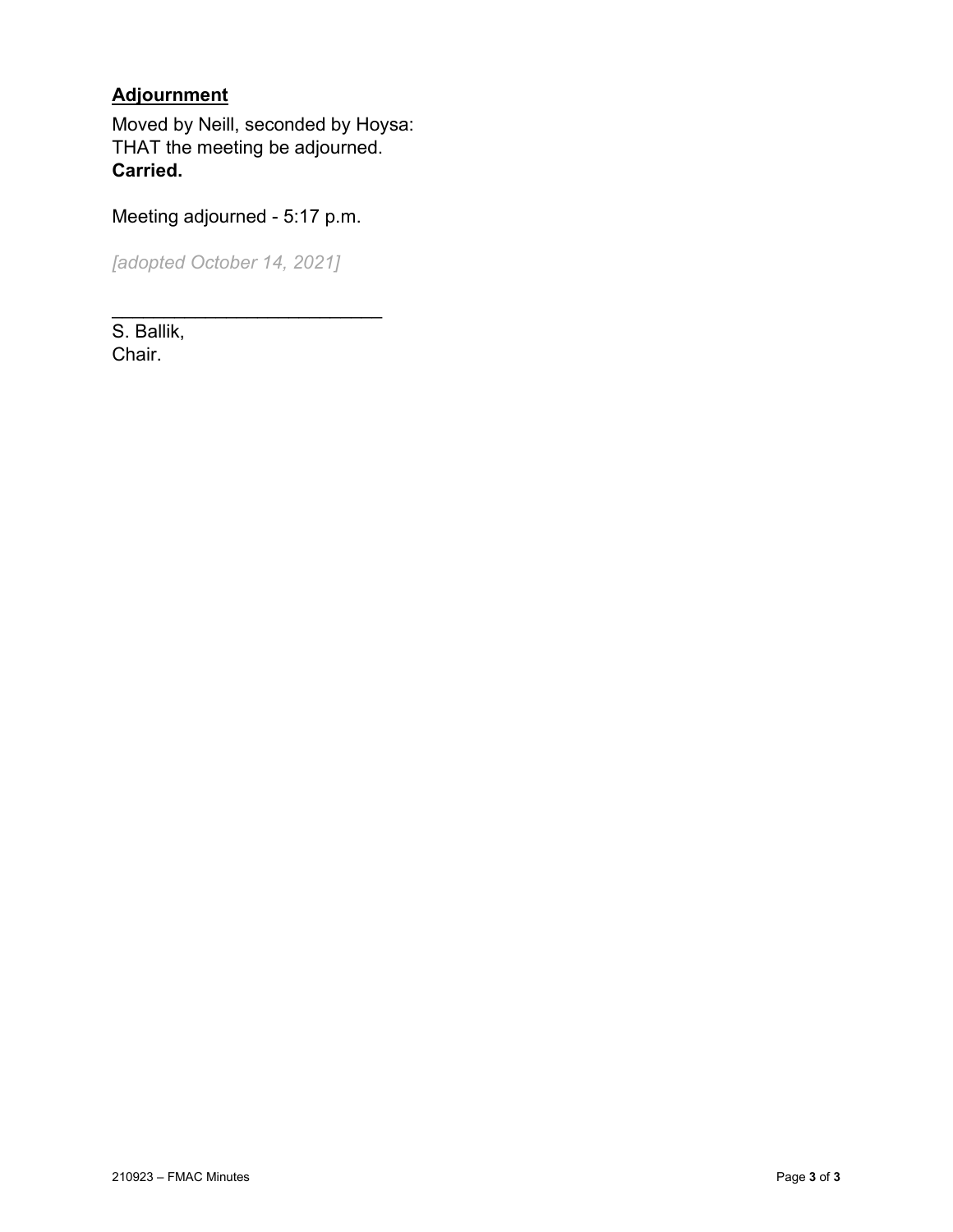## Adjournment

Moved by Neill, seconded by Hoysa:
THAT the meeting be adjourned.
**Carried.**

Meeting adjourned - 5:17 p.m.

*[adopted October 14, 2021]*

\_\_\_\_\_\_\_\_\_\_\_\_\_\_\_\_\_\_\_\_\_\_\_\_\_\_

S. Ballik,
Chair.